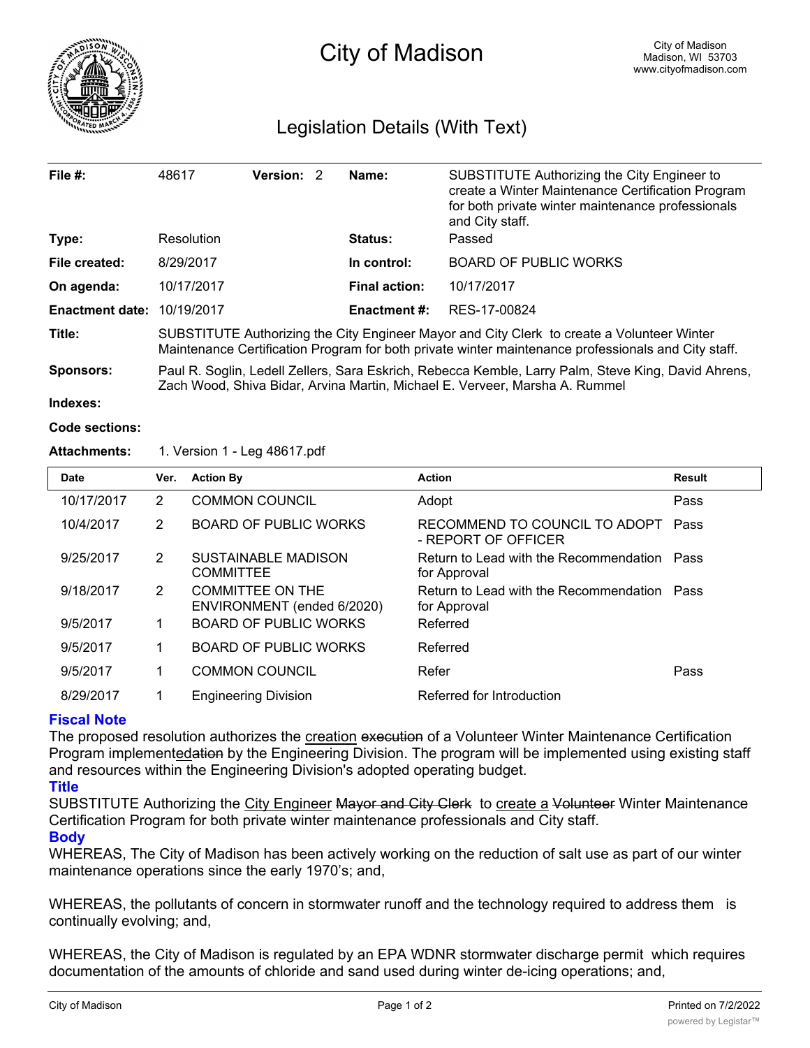# City of Madison

City of Madison
Madison, WI 53703
www.cityofmadison.com

## Legislation Details (With Text)

| | | | | | |
|---|---|---|---|---|---|
| **File #:** | 48617 | **Version:** 2 | | **Name:** | SUBSTITUTE Authorizing the City Engineer to create a Winter Maintenance Certification Program for both private winter maintenance professionals and City staff. |
| **Type:** | Resolution | | | **Status:** | Passed |
| **File created:** | 8/29/2017 | | | **In control:** | BOARD OF PUBLIC WORKS |
| **On agenda:** | 10/17/2017 | | | **Final action:** | 10/17/2017 |
| **Enactment date:** | 10/19/2017 | | | **Enactment #:** | RES-17-00824 |

**Title:** SUBSTITUTE Authorizing the City Engineer Mayor and City Clerk to create a Volunteer Winter Maintenance Certification Program for both private winter maintenance professionals and City staff.

**Sponsors:** Paul R. Soglin, Ledell Zellers, Sara Eskrich, Rebecca Kemble, Larry Palm, Steve King, David Ahrens, Zach Wood, Shiva Bidar, Arvina Martin, Michael E. Verveer, Marsha A. Rummel

**Indexes:**

**Code sections:**

**Attachments:** 1. Version 1 - Leg 48617.pdf

| Date | Ver. | Action By | Action | Result |
|---|---|---|---|---|
| 10/17/2017 | 2 | COMMON COUNCIL | Adopt | Pass |
| 10/4/2017 | 2 | BOARD OF PUBLIC WORKS | RECOMMEND TO COUNCIL TO ADOPT - REPORT OF OFFICER | Pass |
| 9/25/2017 | 2 | SUSTAINABLE MADISON COMMITTEE | Return to Lead with the Recommendation for Approval | Pass |
| 9/18/2017 | 2 | COMMITTEE ON THE ENVIRONMENT (ended 6/2020) | Return to Lead with the Recommendation for Approval | Pass |
| 9/5/2017 | 1 | BOARD OF PUBLIC WORKS | Referred | |
| 9/5/2017 | 1 | BOARD OF PUBLIC WORKS | Referred | |
| 9/5/2017 | 1 | COMMON COUNCIL | Refer | Pass |
| 8/29/2017 | 1 | Engineering Division | Referred for Introduction | |

### Fiscal Note

The proposed resolution authorizes the creation ~~execution~~ of a Volunteer Winter Maintenance Certification Program implementeda~~tion~~ by the Engineering Division. The program will be implemented using existing staff and resources within the Engineering Division's adopted operating budget.

### Title

SUBSTITUTE Authorizing the City Engineer ~~Mayor and City Clerk~~ to create a ~~Volunteer~~ Winter Maintenance Certification Program for both private winter maintenance professionals and City staff.

### Body

WHEREAS, The City of Madison has been actively working on the reduction of salt use as part of our winter maintenance operations since the early 1970's; and,

WHEREAS, the pollutants of concern in stormwater runoff and the technology required to address them is continually evolving; and,

WHEREAS, the City of Madison is regulated by an EPA WDNR stormwater discharge permit which requires documentation of the amounts of chloride and sand used during winter de-icing operations; and,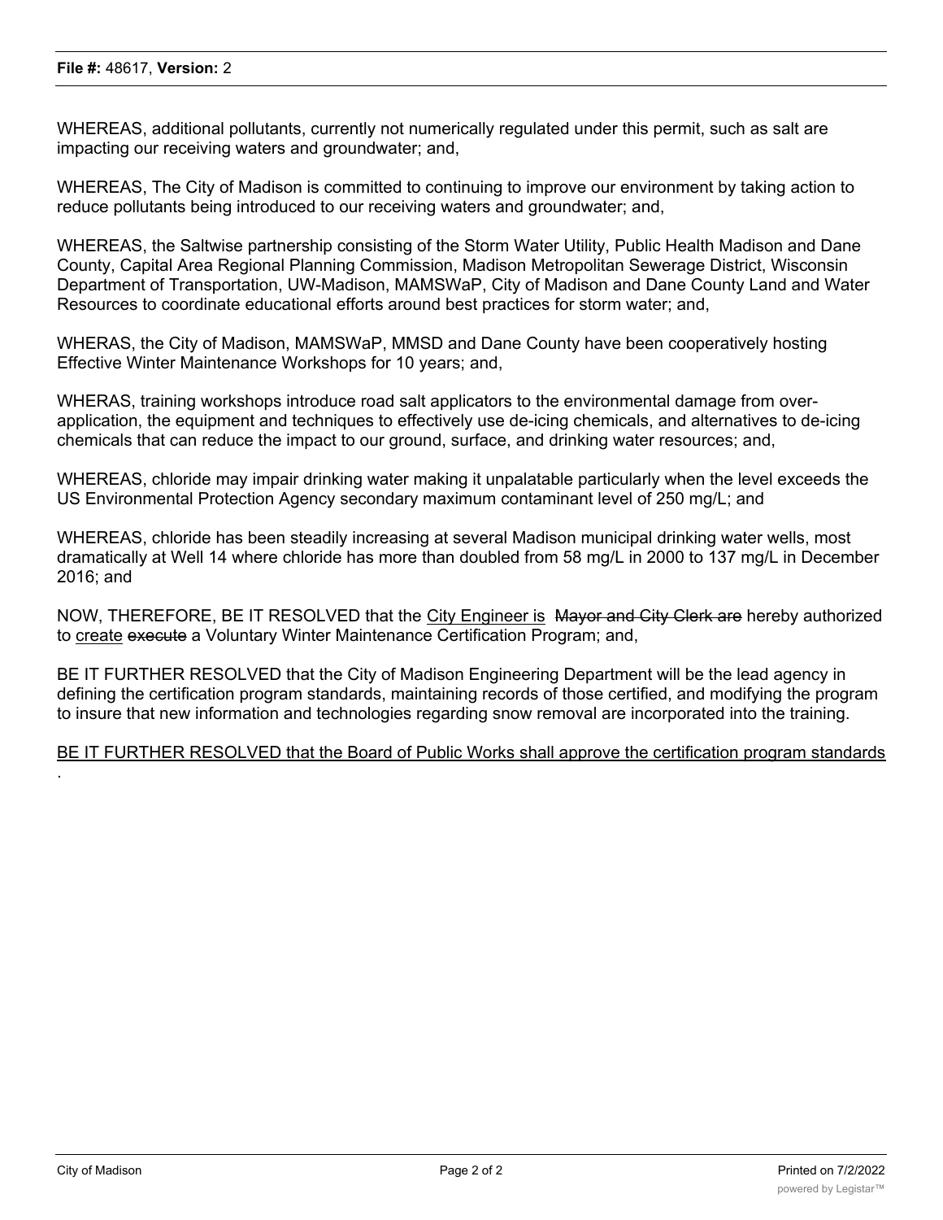WHEREAS, additional pollutants, currently not numerically regulated under this permit, such as salt are impacting our receiving waters and groundwater; and,

WHEREAS, The City of Madison is committed to continuing to improve our environment by taking action to reduce pollutants being introduced to our receiving waters and groundwater; and,

WHEREAS, the Saltwise partnership consisting of the Storm Water Utility, Public Health Madison and Dane County, Capital Area Regional Planning Commission, Madison Metropolitan Sewerage District, Wisconsin Department of Transportation, UW-Madison, MAMSWaP, City of Madison and Dane County Land and Water Resources to coordinate educational efforts around best practices for storm water; and,

WHERAS, the City of Madison, MAMSWaP, MMSD and Dane County have been cooperatively hosting Effective Winter Maintenance Workshops for 10 years; and,

WHERAS, training workshops introduce road salt applicators to the environmental damage from over-application, the equipment and techniques to effectively use de-icing chemicals, and alternatives to de-icing chemicals that can reduce the impact to our ground, surface, and drinking water resources; and,

WHEREAS, chloride may impair drinking water making it unpalatable particularly when the level exceeds the US Environmental Protection Agency secondary maximum contaminant level of 250 mg/L; and

WHEREAS, chloride has been steadily increasing at several Madison municipal drinking water wells, most dramatically at Well 14 where chloride has more than doubled from 58 mg/L in 2000 to 137 mg/L in December 2016; and

NOW, THEREFORE, BE IT RESOLVED that the City Engineer is ~~Mayor and City Clerk are~~ hereby authorized to create ~~execute~~ a Voluntary Winter Maintenance Certification Program; and,

BE IT FURTHER RESOLVED that the City of Madison Engineering Department will be the lead agency in defining the certification program standards, maintaining records of those certified, and modifying the program to insure that new information and technologies regarding snow removal are incorporated into the training.

BE IT FURTHER RESOLVED that the Board of Public Works shall approve the certification program standards.